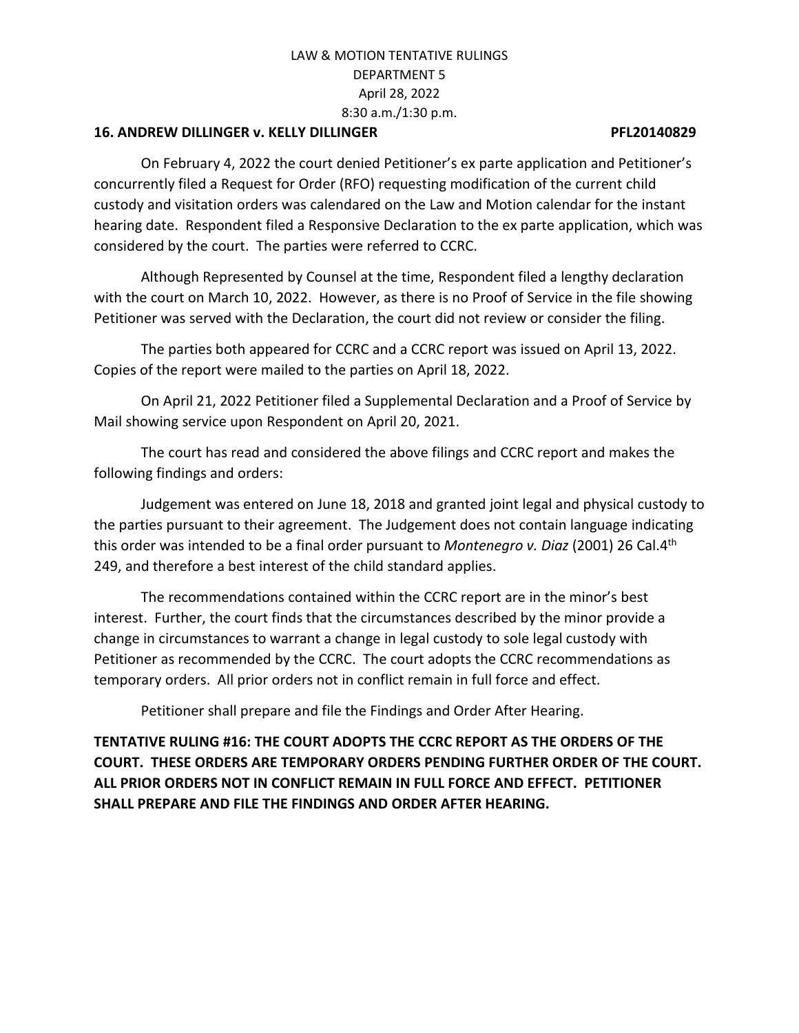LAW & MOTION TENTATIVE RULINGS
DEPARTMENT 5
April 28, 2022
8:30 a.m./1:30 p.m.

**16. ANDREW DILLINGER v. KELLY DILLINGER PFL20140829**

On February 4, 2022 the court denied Petitioner's ex parte application and Petitioner's concurrently filed a Request for Order (RFO) requesting modification of the current child custody and visitation orders was calendared on the Law and Motion calendar for the instant hearing date. Respondent filed a Responsive Declaration to the ex parte application, which was considered by the court. The parties were referred to CCRC.

Although Represented by Counsel at the time, Respondent filed a lengthy declaration with the court on March 10, 2022. However, as there is no Proof of Service in the file showing Petitioner was served with the Declaration, the court did not review or consider the filing.

The parties both appeared for CCRC and a CCRC report was issued on April 13, 2022. Copies of the report were mailed to the parties on April 18, 2022.

On April 21, 2022 Petitioner filed a Supplemental Declaration and a Proof of Service by Mail showing service upon Respondent on April 20, 2021.

The court has read and considered the above filings and CCRC report and makes the following findings and orders:

Judgement was entered on June 18, 2018 and granted joint legal and physical custody to the parties pursuant to their agreement. The Judgement does not contain language indicating this order was intended to be a final order pursuant to *Montenegro v. Diaz* (2001) 26 Cal.4th 249, and therefore a best interest of the child standard applies.

The recommendations contained within the CCRC report are in the minor's best interest. Further, the court finds that the circumstances described by the minor provide a change in circumstances to warrant a change in legal custody to sole legal custody with Petitioner as recommended by the CCRC. The court adopts the CCRC recommendations as temporary orders. All prior orders not in conflict remain in full force and effect.

Petitioner shall prepare and file the Findings and Order After Hearing.

**TENTATIVE RULING #16: THE COURT ADOPTS THE CCRC REPORT AS THE ORDERS OF THE COURT. THESE ORDERS ARE TEMPORARY ORDERS PENDING FURTHER ORDER OF THE COURT. ALL PRIOR ORDERS NOT IN CONFLICT REMAIN IN FULL FORCE AND EFFECT. PETITIONER SHALL PREPARE AND FILE THE FINDINGS AND ORDER AFTER HEARING.**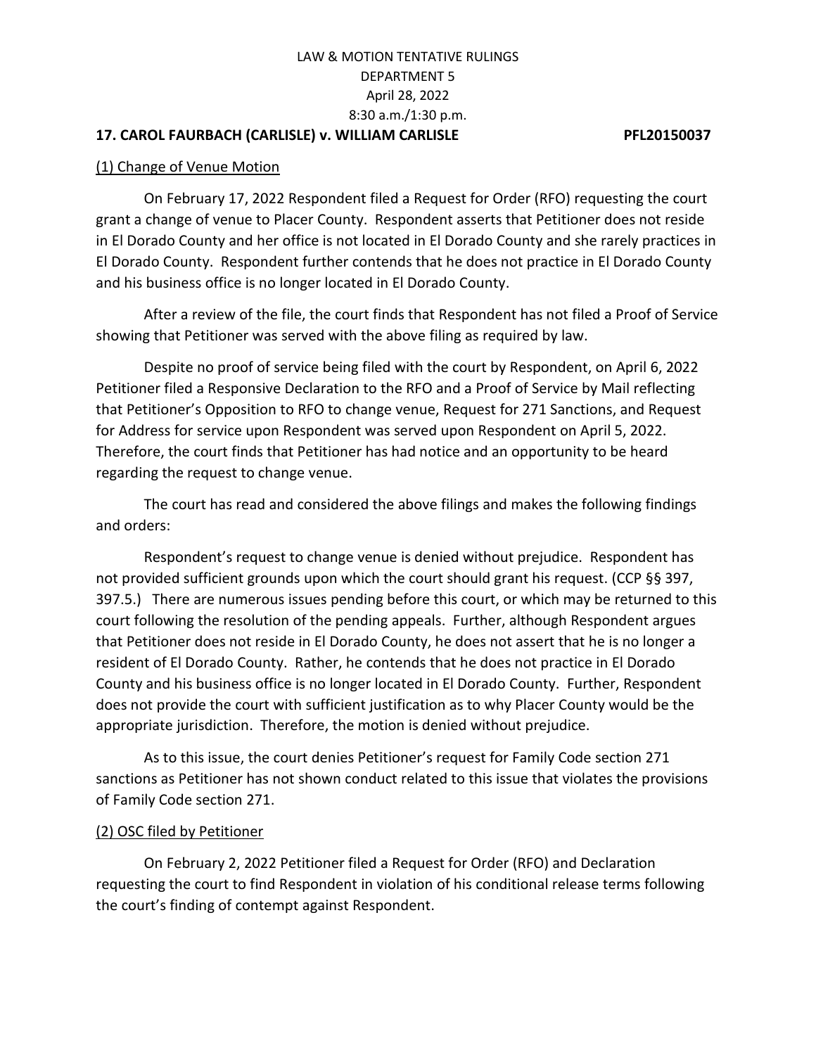LAW & MOTION TENTATIVE RULINGS
DEPARTMENT 5
April 28, 2022
8:30 a.m./1:30 p.m.

**17. CAROL FAURBACH (CARLISLE) v. WILLIAM CARLISLE PFL20150037**

<u>(1) Change of Venue Motion</u>

On February 17, 2022 Respondent filed a Request for Order (RFO) requesting the court grant a change of venue to Placer County. Respondent asserts that Petitioner does not reside in El Dorado County and her office is not located in El Dorado County and she rarely practices in El Dorado County. Respondent further contends that he does not practice in El Dorado County and his business office is no longer located in El Dorado County.

After a review of the file, the court finds that Respondent has not filed a Proof of Service showing that Petitioner was served with the above filing as required by law.

Despite no proof of service being filed with the court by Respondent, on April 6, 2022 Petitioner filed a Responsive Declaration to the RFO and a Proof of Service by Mail reflecting that Petitioner's Opposition to RFO to change venue, Request for 271 Sanctions, and Request for Address for service upon Respondent was served upon Respondent on April 5, 2022. Therefore, the court finds that Petitioner has had notice and an opportunity to be heard regarding the request to change venue.

The court has read and considered the above filings and makes the following findings and orders:

Respondent's request to change venue is denied without prejudice. Respondent has not provided sufficient grounds upon which the court should grant his request. (CCP §§ 397, 397.5.) There are numerous issues pending before this court, or which may be returned to this court following the resolution of the pending appeals. Further, although Respondent argues that Petitioner does not reside in El Dorado County, he does not assert that he is no longer a resident of El Dorado County. Rather, he contends that he does not practice in El Dorado County and his business office is no longer located in El Dorado County. Further, Respondent does not provide the court with sufficient justification as to why Placer County would be the appropriate jurisdiction. Therefore, the motion is denied without prejudice.

As to this issue, the court denies Petitioner's request for Family Code section 271 sanctions as Petitioner has not shown conduct related to this issue that violates the provisions of Family Code section 271.

<u>(2) OSC filed by Petitioner</u>

On February 2, 2022 Petitioner filed a Request for Order (RFO) and Declaration requesting the court to find Respondent in violation of his conditional release terms following the court's finding of contempt against Respondent.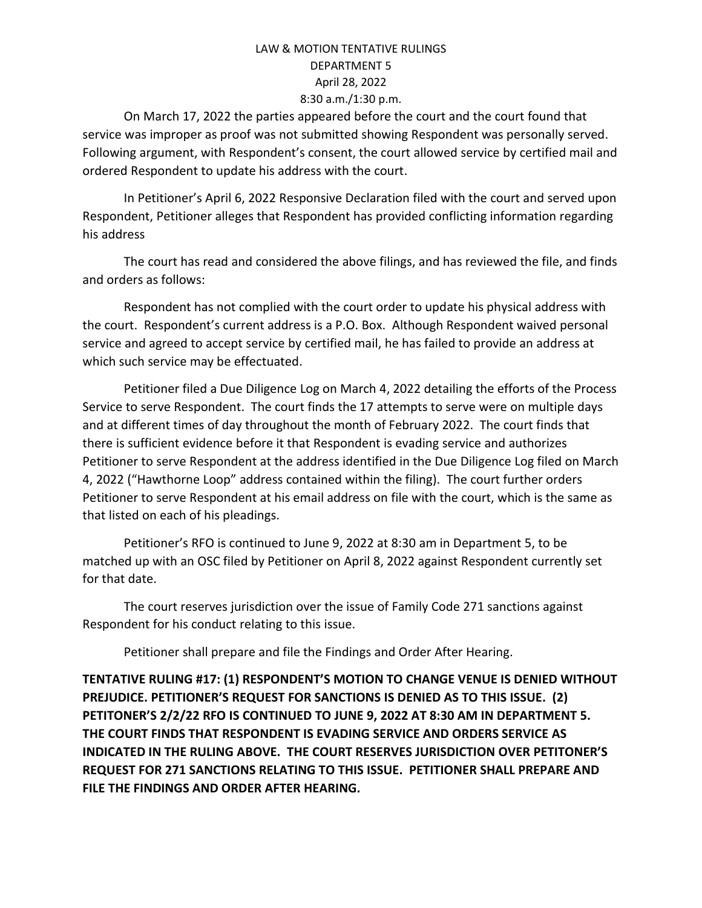LAW & MOTION TENTATIVE RULINGS
DEPARTMENT 5
April 28, 2022
8:30 a.m./1:30 p.m.

On March 17, 2022 the parties appeared before the court and the court found that service was improper as proof was not submitted showing Respondent was personally served. Following argument, with Respondent's consent, the court allowed service by certified mail and ordered Respondent to update his address with the court.

In Petitioner's April 6, 2022 Responsive Declaration filed with the court and served upon Respondent, Petitioner alleges that Respondent has provided conflicting information regarding his address

The court has read and considered the above filings, and has reviewed the file, and finds and orders as follows:

Respondent has not complied with the court order to update his physical address with the court. Respondent's current address is a P.O. Box. Although Respondent waived personal service and agreed to accept service by certified mail, he has failed to provide an address at which such service may be effectuated.

Petitioner filed a Due Diligence Log on March 4, 2022 detailing the efforts of the Process Service to serve Respondent. The court finds the 17 attempts to serve were on multiple days and at different times of day throughout the month of February 2022. The court finds that there is sufficient evidence before it that Respondent is evading service and authorizes Petitioner to serve Respondent at the address identified in the Due Diligence Log filed on March 4, 2022 ("Hawthorne Loop" address contained within the filing). The court further orders Petitioner to serve Respondent at his email address on file with the court, which is the same as that listed on each of his pleadings.

Petitioner's RFO is continued to June 9, 2022 at 8:30 am in Department 5, to be matched up with an OSC filed by Petitioner on April 8, 2022 against Respondent currently set for that date.

The court reserves jurisdiction over the issue of Family Code 271 sanctions against Respondent for his conduct relating to this issue.

Petitioner shall prepare and file the Findings and Order After Hearing.

**TENTATIVE RULING #17: (1) RESPONDENT'S MOTION TO CHANGE VENUE IS DENIED WITHOUT PREJUDICE. PETITIONER'S REQUEST FOR SANCTIONS IS DENIED AS TO THIS ISSUE. (2) PETITONER'S 2/2/22 RFO IS CONTINUED TO JUNE 9, 2022 AT 8:30 AM IN DEPARTMENT 5. THE COURT FINDS THAT RESPONDENT IS EVADING SERVICE AND ORDERS SERVICE AS INDICATED IN THE RULING ABOVE. THE COURT RESERVES JURISDICTION OVER PETITONER'S REQUEST FOR 271 SANCTIONS RELATING TO THIS ISSUE. PETITIONER SHALL PREPARE AND FILE THE FINDINGS AND ORDER AFTER HEARING.**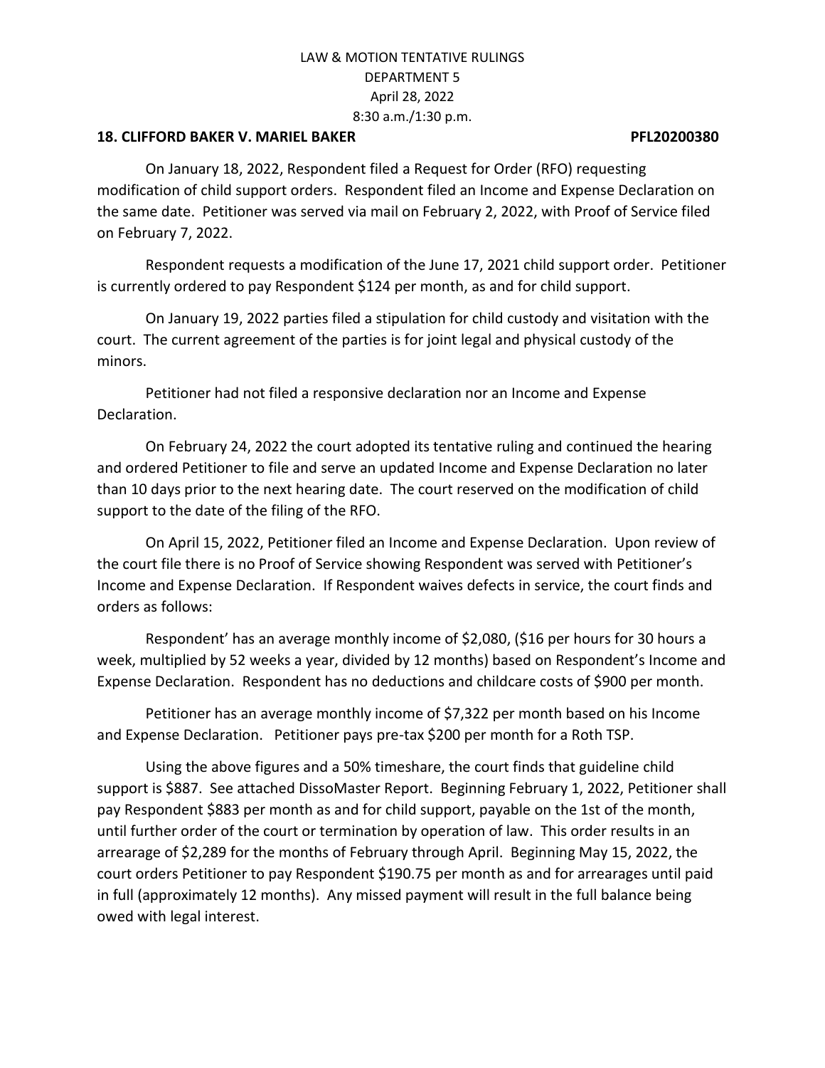LAW & MOTION TENTATIVE RULINGS
DEPARTMENT 5
April 28, 2022
8:30 a.m./1:30 p.m.

**18. CLIFFORD BAKER V. MARIEL BAKER PFL20200380**

On January 18, 2022, Respondent filed a Request for Order (RFO) requesting modification of child support orders. Respondent filed an Income and Expense Declaration on the same date. Petitioner was served via mail on February 2, 2022, with Proof of Service filed on February 7, 2022.

Respondent requests a modification of the June 17, 2021 child support order. Petitioner is currently ordered to pay Respondent $124 per month, as and for child support.

On January 19, 2022 parties filed a stipulation for child custody and visitation with the court. The current agreement of the parties is for joint legal and physical custody of the minors.

Petitioner had not filed a responsive declaration nor an Income and Expense Declaration.

On February 24, 2022 the court adopted its tentative ruling and continued the hearing and ordered Petitioner to file and serve an updated Income and Expense Declaration no later than 10 days prior to the next hearing date. The court reserved on the modification of child support to the date of the filing of the RFO.

On April 15, 2022, Petitioner filed an Income and Expense Declaration. Upon review of the court file there is no Proof of Service showing Respondent was served with Petitioner's Income and Expense Declaration. If Respondent waives defects in service, the court finds and orders as follows:

Respondent' has an average monthly income of $2,080, ($16 per hours for 30 hours a week, multiplied by 52 weeks a year, divided by 12 months) based on Respondent's Income and Expense Declaration. Respondent has no deductions and childcare costs of $900 per month.

Petitioner has an average monthly income of $7,322 per month based on his Income and Expense Declaration. Petitioner pays pre-tax $200 per month for a Roth TSP.

Using the above figures and a 50% timeshare, the court finds that guideline child support is $887. See attached DissoMaster Report. Beginning February 1, 2022, Petitioner shall pay Respondent $883 per month as and for child support, payable on the 1st of the month, until further order of the court or termination by operation of law. This order results in an arrearage of $2,289 for the months of February through April. Beginning May 15, 2022, the court orders Petitioner to pay Respondent $190.75 per month as and for arrearages until paid in full (approximately 12 months). Any missed payment will result in the full balance being owed with legal interest.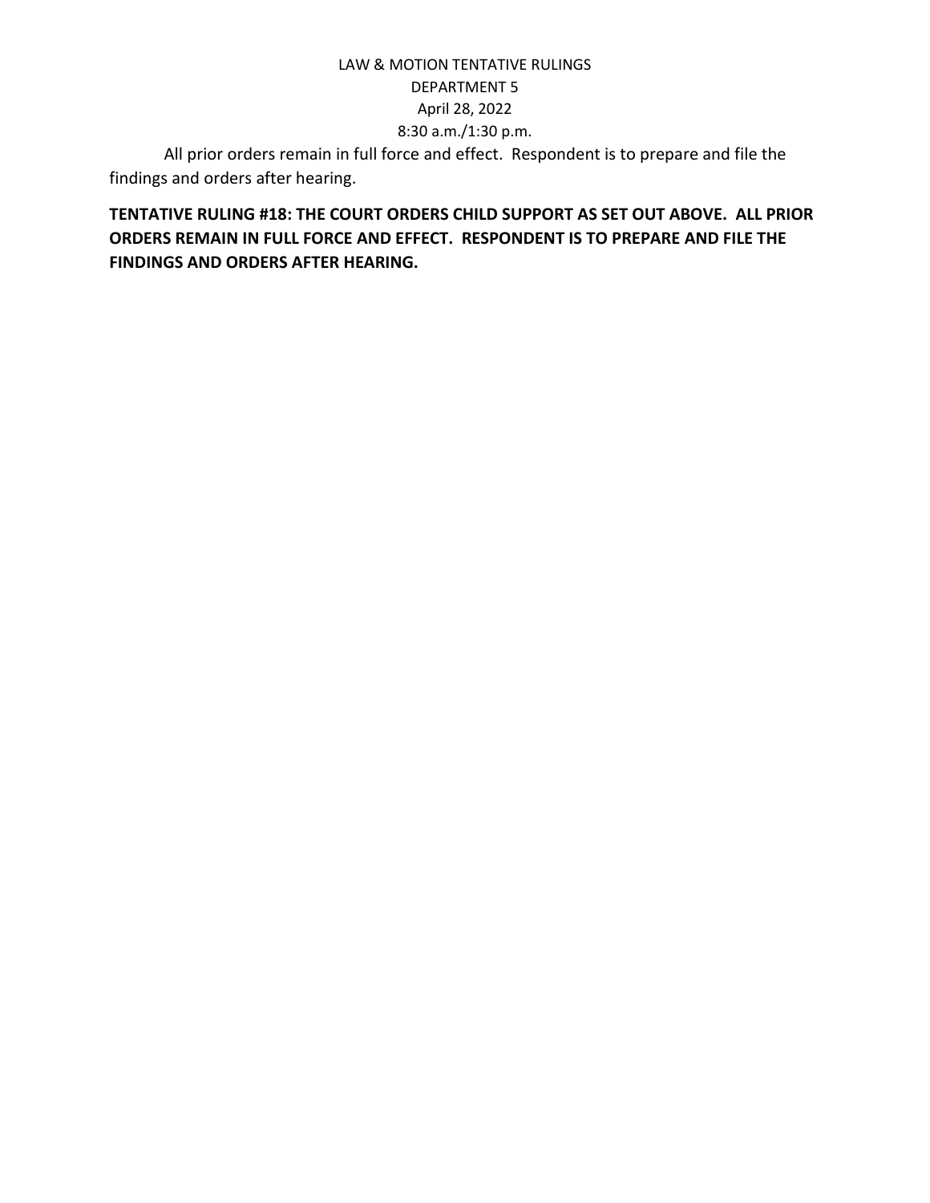All prior orders remain in full force and effect. Respondent is to prepare and file the findings and orders after hearing.

**TENTATIVE RULING #18: THE COURT ORDERS CHILD SUPPORT AS SET OUT ABOVE. ALL PRIOR ORDERS REMAIN IN FULL FORCE AND EFFECT. RESPONDENT IS TO PREPARE AND FILE THE FINDINGS AND ORDERS AFTER HEARING.**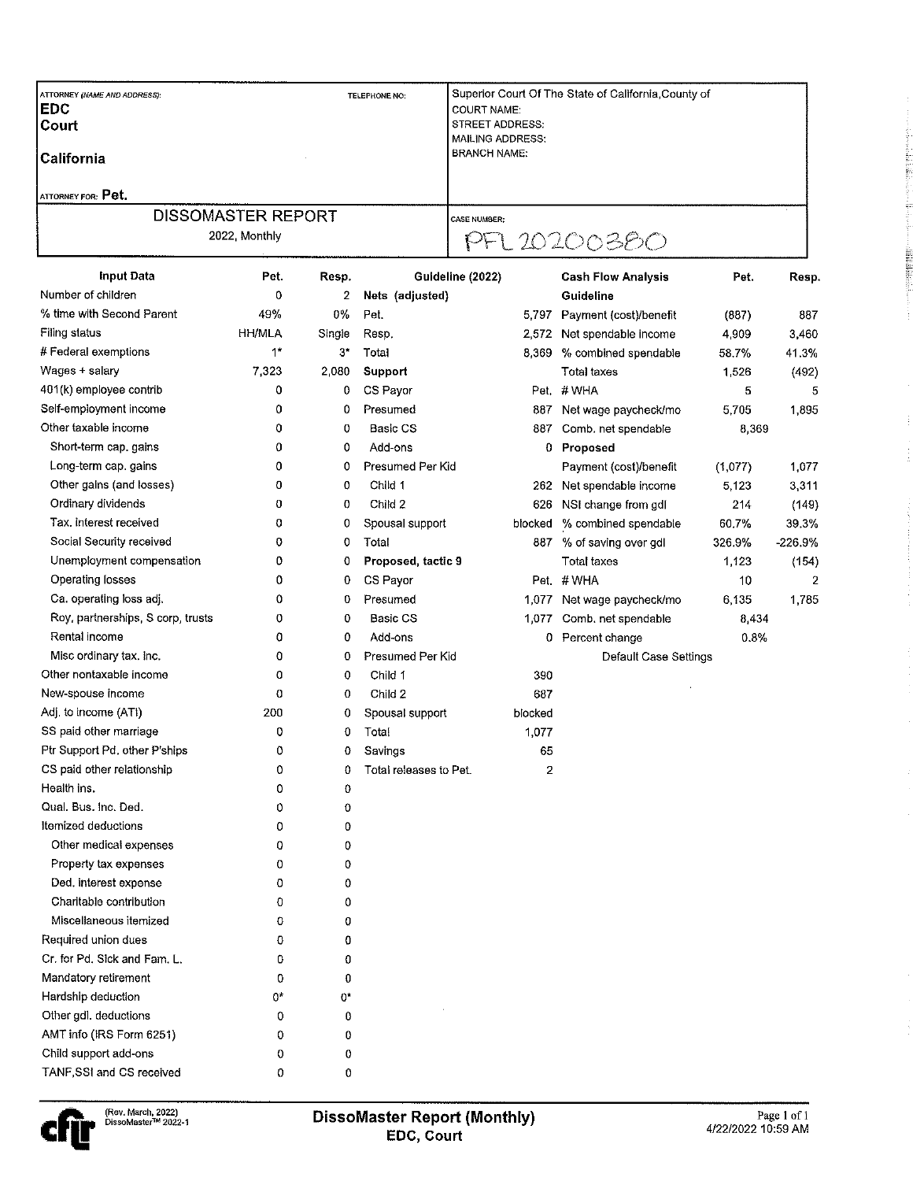| ATTORNEY (NAME AND ADDRESS): | TELEPHONE NO: | Superior Court Of The State of California, County of |
|---|---|---|
| **EDC** | | COURT NAME: |
| **Court** | | STREET ADDRESS: |
| | | MAILING ADDRESS: |
| **California** | | BRANCH NAME: |
| ATTORNEY FOR: **Pet.** | | |

| DISSOMASTER REPORT | CASE NUMBER: |
|---|---|
| 2022, Monthly | PFL 20200380 |

| Input Data | Pet. | Resp. | Guideline (2022) | | Cash Flow Analysis | Pet. | Resp. |
|---|---|---|---|---|---|---|---|
| Number of children | 0 | 2 | **Nets (adjusted)** | | **Guideline** | | |
| % time with Second Parent | 49% | 0% | Pet. | 5,797 | Payment (cost)/benefit | (887) | 887 |
| Filing status | HH/MLA | Single | Resp. | 2,572 | Net spendable income | 4,909 | 3,460 |
| # Federal exemptions | 1* | 3* | Total | 8,369 | % combined spendable | 58.7% | 41.3% |
| Wages + salary | 7,323 | 2,080 | **Support** | | Total taxes | 1,526 | (492) |
| 401(k) employee contrib | 0 | 0 | CS Payor | Pet. | # WHA | 5 | 5 |
| Self-employment income | 0 | 0 | Presumed | 887 | Net wage paycheck/mo | 5,705 | 1,895 |
| Other taxable income | 0 | 0 | Basic CS | 887 | Comb. net spendable | 8,369 | |
| Short-term cap. gains | 0 | 0 | Add-ons | 0 | **Proposed** | | |
| Long-term cap. gains | 0 | 0 | Presumed Per Kid | | Payment (cost)/benefit | (1,077) | 1,077 |
| Other gains (and losses) | 0 | 0 | Child 1 | 262 | Net spendable income | 5,123 | 3,311 |
| Ordinary dividends | 0 | 0 | Child 2 | 626 | NSI change from gdl | 214 | (149) |
| Tax. interest received | 0 | 0 | Spousal support | blocked | % combined spendable | 60.7% | 39.3% |
| Social Security received | 0 | 0 | Total | 887 | % of saving over gdl | 326.9% | -226.9% |
| Unemployment compensation | 0 | 0 | **Proposed, tactic 9** | | Total taxes | 1,123 | (154) |
| Operating losses | 0 | 0 | CS Payor | Pet. | # WHA | 10 | 2 |
| Ca. operating loss adj. | 0 | 0 | Presumed | 1,077 | Net wage paycheck/mo | 6,135 | 1,785 |
| Roy, partnerships, S corp, trusts | 0 | 0 | Basic CS | 1,077 | Comb. net spendable | 8,434 | |
| Rental income | 0 | 0 | Add-ons | 0 | Percent change | 0.8% | |
| Misc ordinary tax. inc. | 0 | 0 | Presumed Per Kid | | Default Case Settings | | |
| Other nontaxable income | 0 | 0 | Child 1 | 390 | | | |
| New-spouse income | 0 | 0 | Child 2 | 687 | | | |
| Adj. to income (ATI) | 200 | 0 | Spousal support | blocked | | | |
| SS paid other marriage | 0 | 0 | Total | 1,077 | | | |
| Ptr Support Pd. other P'ships | 0 | 0 | Savings | 65 | | | |
| CS paid other relationship | 0 | 0 | Total releases to Pet. | 2 | | | |
| Health ins. | 0 | 0 | | | | | |
| Qual. Bus. Inc. Ded. | 0 | 0 | | | | | |
| Itemized deductions | 0 | 0 | | | | | |
| Other medical expenses | 0 | 0 | | | | | |
| Property tax expenses | 0 | 0 | | | | | |
| Ded. interest expense | 0 | 0 | | | | | |
| Charitable contribution | 0 | 0 | | | | | |
| Miscellaneous itemized | 0 | 0 | | | | | |
| Required union dues | 0 | 0 | | | | | |
| Cr. for Pd. Sick and Fam. L. | 0 | 0 | | | | | |
| Mandatory retirement | 0 | 0 | | | | | |
| Hardship deduction | 0* | 0* | | | | | |
| Other gdl. deductions | 0 | 0 | | | | | |
| AMT info (IRS Form 6251) | 0 | 0 | | | | | |
| Child support add-ons | 0 | 0 | | | | | |
| TANF,SSI and CS received | 0 | 0 | | | | | |

(Rev. March, 2022)
DissoMaster™ 2022-1

**DissoMaster Report (Monthly)**
**EDC, Court**

4/22/2022 10:59 AM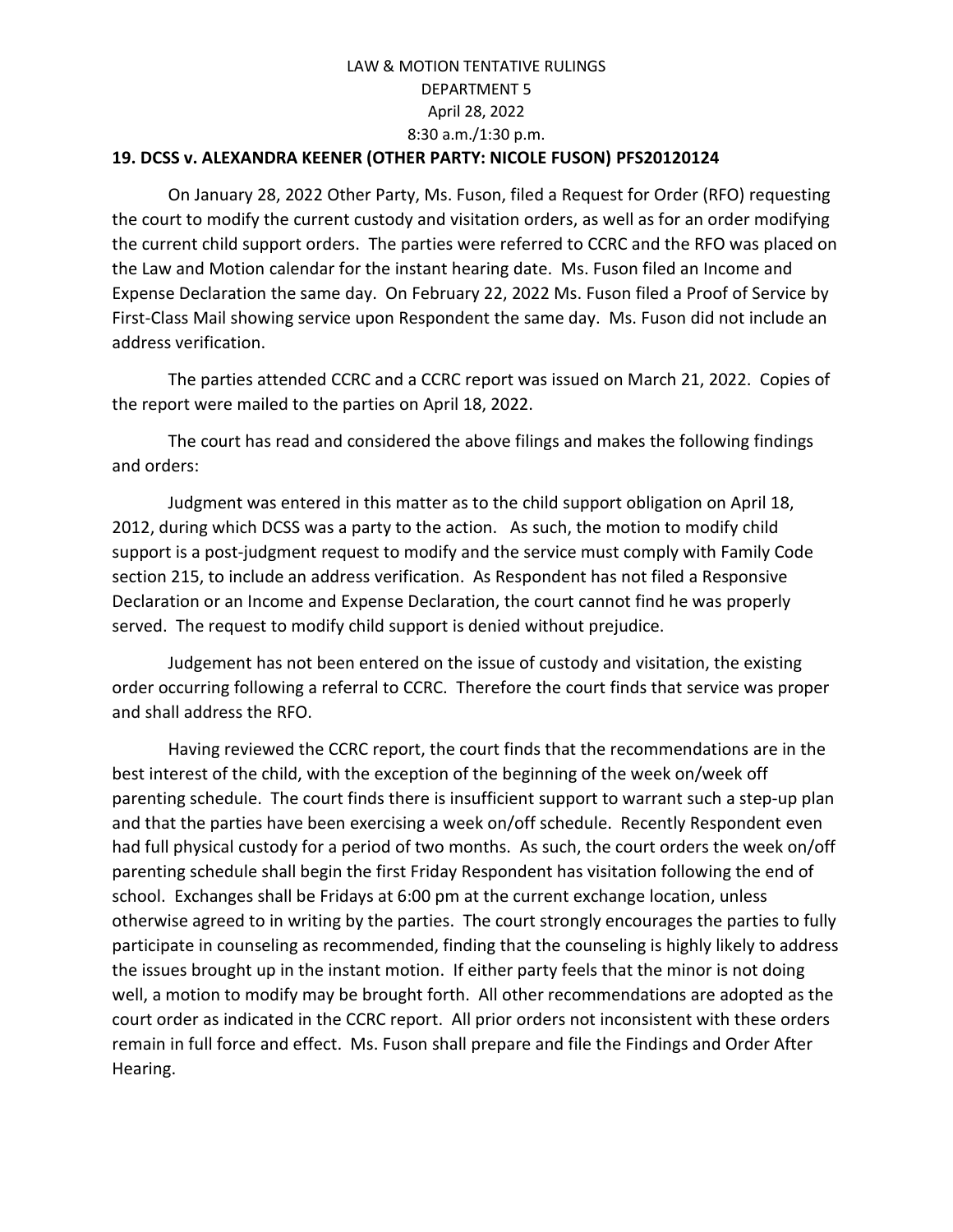LAW & MOTION TENTATIVE RULINGS
DEPARTMENT 5
April 28, 2022
8:30 a.m./1:30 p.m.

**19. DCSS v. ALEXANDRA KEENER (OTHER PARTY: NICOLE FUSON) PFS20120124**

On January 28, 2022 Other Party, Ms. Fuson, filed a Request for Order (RFO) requesting the court to modify the current custody and visitation orders, as well as for an order modifying the current child support orders. The parties were referred to CCRC and the RFO was placed on the Law and Motion calendar for the instant hearing date. Ms. Fuson filed an Income and Expense Declaration the same day. On February 22, 2022 Ms. Fuson filed a Proof of Service by First-Class Mail showing service upon Respondent the same day. Ms. Fuson did not include an address verification.

The parties attended CCRC and a CCRC report was issued on March 21, 2022. Copies of the report were mailed to the parties on April 18, 2022.

The court has read and considered the above filings and makes the following findings and orders:

Judgment was entered in this matter as to the child support obligation on April 18, 2012, during which DCSS was a party to the action. As such, the motion to modify child support is a post-judgment request to modify and the service must comply with Family Code section 215, to include an address verification. As Respondent has not filed a Responsive Declaration or an Income and Expense Declaration, the court cannot find he was properly served. The request to modify child support is denied without prejudice.

Judgement has not been entered on the issue of custody and visitation, the existing order occurring following a referral to CCRC. Therefore the court finds that service was proper and shall address the RFO.

Having reviewed the CCRC report, the court finds that the recommendations are in the best interest of the child, with the exception of the beginning of the week on/week off parenting schedule. The court finds there is insufficient support to warrant such a step-up plan and that the parties have been exercising a week on/off schedule. Recently Respondent even had full physical custody for a period of two months. As such, the court orders the week on/off parenting schedule shall begin the first Friday Respondent has visitation following the end of school. Exchanges shall be Fridays at 6:00 pm at the current exchange location, unless otherwise agreed to in writing by the parties. The court strongly encourages the parties to fully participate in counseling as recommended, finding that the counseling is highly likely to address the issues brought up in the instant motion. If either party feels that the minor is not doing well, a motion to modify may be brought forth. All other recommendations are adopted as the court order as indicated in the CCRC report. All prior orders not inconsistent with these orders remain in full force and effect. Ms. Fuson shall prepare and file the Findings and Order After Hearing.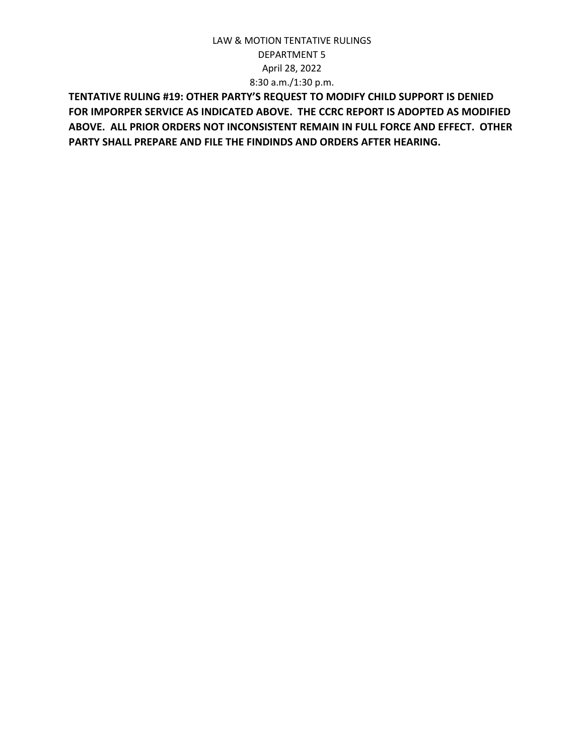**TENTATIVE RULING #19: OTHER PARTY'S REQUEST TO MODIFY CHILD SUPPORT IS DENIED FOR IMPORPER SERVICE AS INDICATED ABOVE. THE CCRC REPORT IS ADOPTED AS MODIFIED ABOVE. ALL PRIOR ORDERS NOT INCONSISTENT REMAIN IN FULL FORCE AND EFFECT. OTHER PARTY SHALL PREPARE AND FILE THE FINDINDS AND ORDERS AFTER HEARING.**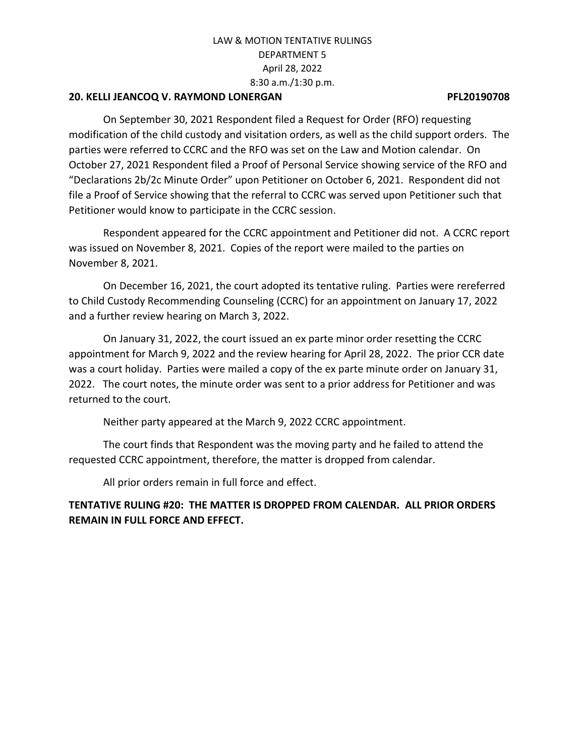LAW & MOTION TENTATIVE RULINGS
DEPARTMENT 5
April 28, 2022
8:30 a.m./1:30 p.m.

**20. KELLI JEANCOQ V. RAYMOND LONERGAN PFL20190708**

On September 30, 2021 Respondent filed a Request for Order (RFO) requesting modification of the child custody and visitation orders, as well as the child support orders. The parties were referred to CCRC and the RFO was set on the Law and Motion calendar. On October 27, 2021 Respondent filed a Proof of Personal Service showing service of the RFO and "Declarations 2b/2c Minute Order" upon Petitioner on October 6, 2021. Respondent did not file a Proof of Service showing that the referral to CCRC was served upon Petitioner such that Petitioner would know to participate in the CCRC session.

Respondent appeared for the CCRC appointment and Petitioner did not. A CCRC report was issued on November 8, 2021. Copies of the report were mailed to the parties on November 8, 2021.

On December 16, 2021, the court adopted its tentative ruling. Parties were rereferred to Child Custody Recommending Counseling (CCRC) for an appointment on January 17, 2022 and a further review hearing on March 3, 2022.

On January 31, 2022, the court issued an ex parte minor order resetting the CCRC appointment for March 9, 2022 and the review hearing for April 28, 2022. The prior CCR date was a court holiday. Parties were mailed a copy of the ex parte minute order on January 31, 2022. The court notes, the minute order was sent to a prior address for Petitioner and was returned to the court.

Neither party appeared at the March 9, 2022 CCRC appointment.

The court finds that Respondent was the moving party and he failed to attend the requested CCRC appointment, therefore, the matter is dropped from calendar.

All prior orders remain in full force and effect.

**TENTATIVE RULING #20: THE MATTER IS DROPPED FROM CALENDAR. ALL PRIOR ORDERS REMAIN IN FULL FORCE AND EFFECT.**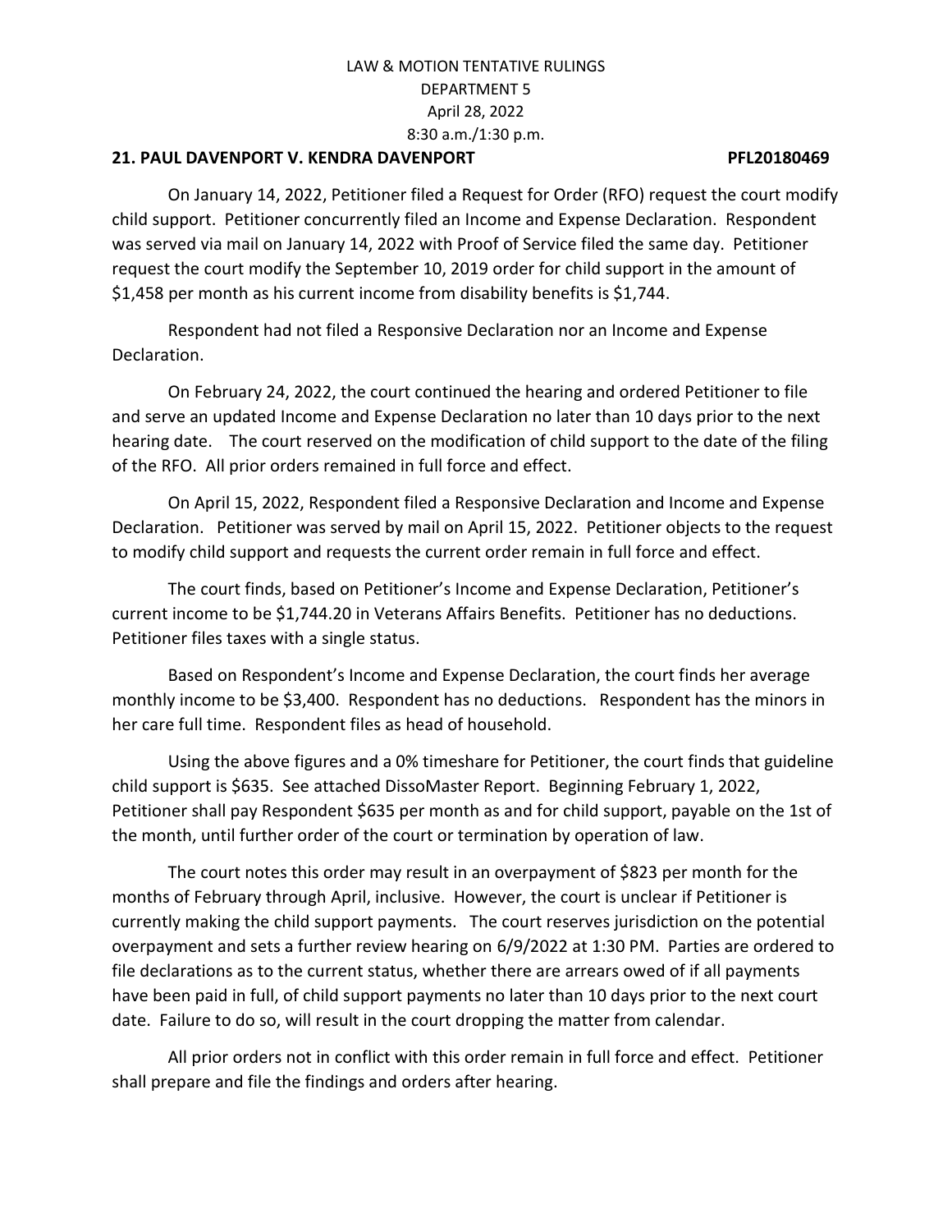LAW & MOTION TENTATIVE RULINGS
DEPARTMENT 5
April 28, 2022
8:30 a.m./1:30 p.m.

**21. PAUL DAVENPORT V. KENDRA DAVENPORT PFL20180469**

On January 14, 2022, Petitioner filed a Request for Order (RFO) request the court modify child support. Petitioner concurrently filed an Income and Expense Declaration. Respondent was served via mail on January 14, 2022 with Proof of Service filed the same day. Petitioner request the court modify the September 10, 2019 order for child support in the amount of $1,458 per month as his current income from disability benefits is $1,744.

Respondent had not filed a Responsive Declaration nor an Income and Expense Declaration.

On February 24, 2022, the court continued the hearing and ordered Petitioner to file and serve an updated Income and Expense Declaration no later than 10 days prior to the next hearing date. The court reserved on the modification of child support to the date of the filing of the RFO. All prior orders remained in full force and effect.

On April 15, 2022, Respondent filed a Responsive Declaration and Income and Expense Declaration. Petitioner was served by mail on April 15, 2022. Petitioner objects to the request to modify child support and requests the current order remain in full force and effect.

The court finds, based on Petitioner's Income and Expense Declaration, Petitioner's current income to be $1,744.20 in Veterans Affairs Benefits. Petitioner has no deductions. Petitioner files taxes with a single status.

Based on Respondent's Income and Expense Declaration, the court finds her average monthly income to be $3,400. Respondent has no deductions. Respondent has the minors in her care full time. Respondent files as head of household.

Using the above figures and a 0% timeshare for Petitioner, the court finds that guideline child support is $635. See attached DissoMaster Report. Beginning February 1, 2022, Petitioner shall pay Respondent $635 per month as and for child support, payable on the 1st of the month, until further order of the court or termination by operation of law.

The court notes this order may result in an overpayment of $823 per month for the months of February through April, inclusive. However, the court is unclear if Petitioner is currently making the child support payments. The court reserves jurisdiction on the potential overpayment and sets a further review hearing on 6/9/2022 at 1:30 PM. Parties are ordered to file declarations as to the current status, whether there are arrears owed of if all payments have been paid in full, of child support payments no later than 10 days prior to the next court date. Failure to do so, will result in the court dropping the matter from calendar.

All prior orders not in conflict with this order remain in full force and effect. Petitioner shall prepare and file the findings and orders after hearing.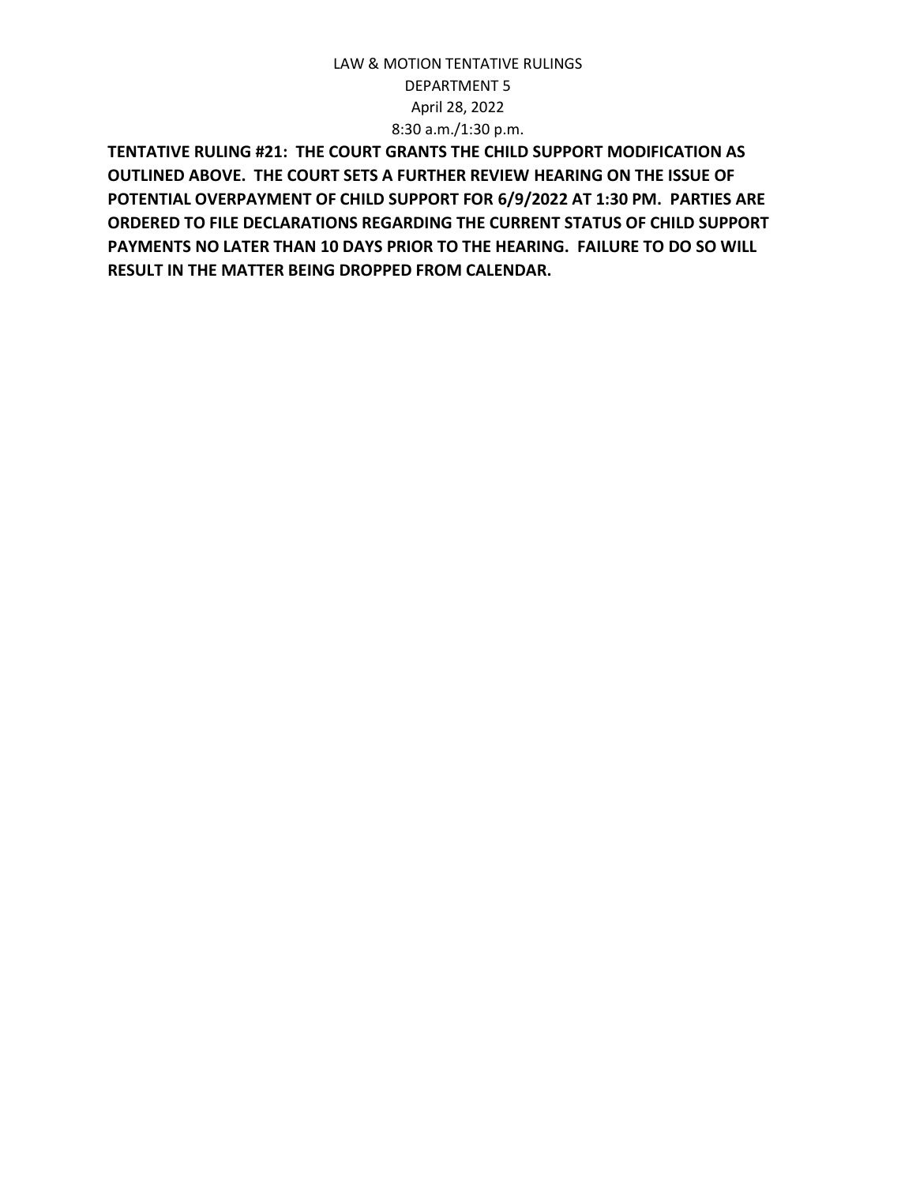**TENTATIVE RULING #21: THE COURT GRANTS THE CHILD SUPPORT MODIFICATION AS OUTLINED ABOVE. THE COURT SETS A FURTHER REVIEW HEARING ON THE ISSUE OF POTENTIAL OVERPAYMENT OF CHILD SUPPORT FOR 6/9/2022 AT 1:30 PM. PARTIES ARE ORDERED TO FILE DECLARATIONS REGARDING THE CURRENT STATUS OF CHILD SUPPORT PAYMENTS NO LATER THAN 10 DAYS PRIOR TO THE HEARING. FAILURE TO DO SO WILL RESULT IN THE MATTER BEING DROPPED FROM CALENDAR.**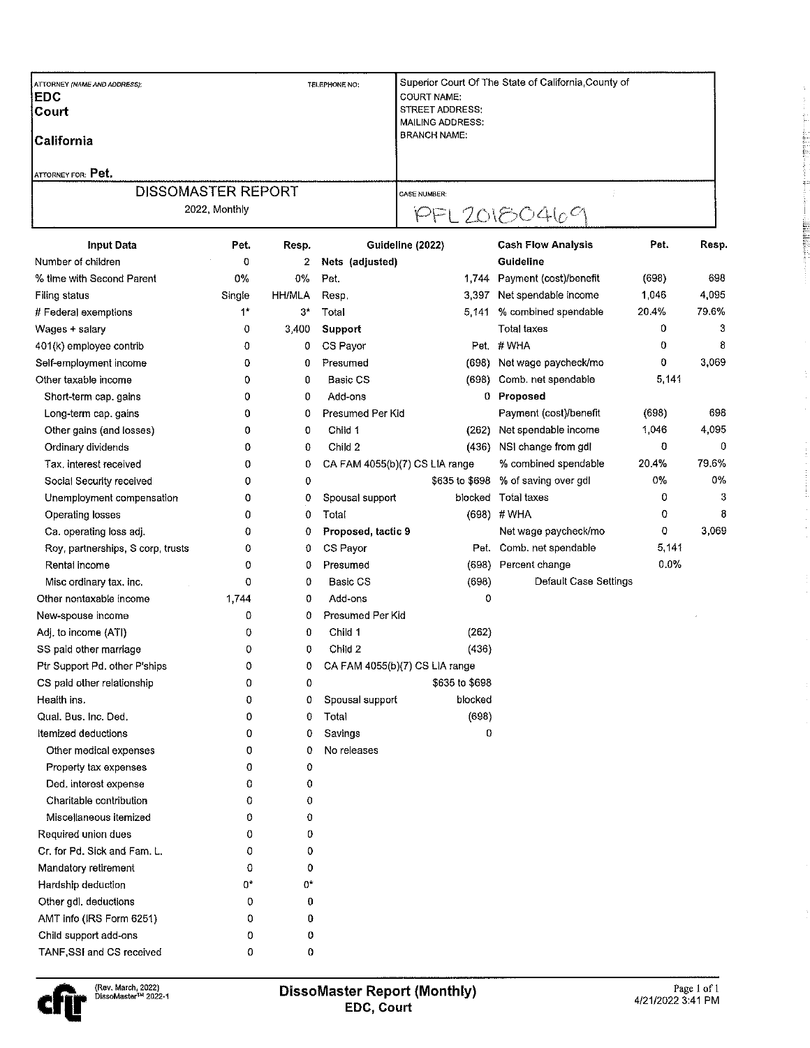| ATTORNEY (NAME AND ADDRESS): | TELEPHONE NO: | Superior Court Of The State of California,County of |
|---|---|---|
| **EDC** | | COURT NAME: |
| **Court** | | STREET ADDRESS: |
| | | MAILING ADDRESS: |
| **California** | | BRANCH NAME: |
| ATTORNEY FOR: **Pet.** | | |

| DISSOMASTER REPORT | CASE NUMBER: |
|---|---|
| 2022, Monthly | PFL20180469 |

| Input Data | Pet. | Resp. | Guideline (2022) | | Cash Flow Analysis | Pet. | Resp. |
|---|---|---|---|---|---|---|---|
| Number of children | 0 | 2 | **Nets (adjusted)** | | **Guideline** | | |
| % time with Second Parent | 0% | 0% | Pet. | 1,744 | Payment (cost)/benefit | (698) | 698 |
| Filing status | Single | HH/MLA | Resp. | 3,397 | Net spendable income | 1,046 | 4,095 |
| # Federal exemptions | 1* | 3* | Total | 5,141 | % combined spendable | 20.4% | 79.6% |
| Wages + salary | 0 | 3,400 | **Support** | | Total taxes | 0 | 3 |
| 401(k) employee contrib | 0 | 0 | CS Payor | Pet. | # WHA | 0 | 8 |
| Self-employment income | 0 | 0 | Presumed | (698) | Net wage paycheck/mo | 0 | 3,069 |
| Other taxable income | 0 | 0 | Basic CS | (698) | Comb. net spendable | 5,141 | |
| Short-term cap. gains | 0 | 0 | Add-ons | 0 | **Proposed** | | |
| Long-term cap. gains | 0 | 0 | Presumed Per Kid | | Payment (cost)/benefit | (698) | 698 |
| Other gains (and losses) | 0 | 0 | Child 1 | (262) | Net spendable income | 1,046 | 4,095 |
| Ordinary dividends | 0 | 0 | Child 2 | (436) | NSI change from gdl | 0 | 0 |
| Tax. interest received | 0 | 0 | CA FAM 4055(b)(7) CS LIA range | | % combined spendable | 20.4% | 79.6% |
| Social Security received | 0 | 0 | | $635 to $698 | % of saving over gdl | 0% | 0% |
| Unemployment compensation | 0 | 0 | Spousal support | blocked | Total taxes | 0 | 3 |
| Operating losses | 0 | 0 | Total | (698) | # WHA | 0 | 8 |
| Ca. operating loss adj. | 0 | 0 | **Proposed, tactic 9** | | Net wage paycheck/mo | 0 | 3,069 |
| Roy, partnerships, S corp, trusts | 0 | 0 | CS Payor | Pet. | Comb. net spendable | 5,141 | |
| Rental income | 0 | 0 | Presumed | (698) | Percent change | 0.0% | |
| Misc ordinary tax. inc. | 0 | 0 | Basic CS | (698) | Default Case Settings | | |
| Other nontaxable income | 1,744 | 0 | Add-ons | 0 | | | |
| New-spouse income | 0 | 0 | Presumed Per Kid | | | | |
| Adj. to income (ATI) | 0 | 0 | Child 1 | (262) | | | |
| SS paid other marriage | 0 | 0 | Child 2 | (436) | | | |
| Ptr Support Pd. other P'ships | 0 | 0 | CA FAM 4055(b)(7) CS LIA range | | | | |
| CS paid other relationship | 0 | 0 | | $635 to $698 | | | |
| Health ins. | 0 | 0 | Spousal support | blocked | | | |
| Qual. Bus. Inc. Ded. | 0 | 0 | Total | (698) | | | |
| Itemized deductions | 0 | 0 | Savings | 0 | | | |
| Other medical expenses | 0 | 0 | No releases | | | | |
| Property tax expenses | 0 | 0 | | | | | |
| Ded. interest expense | 0 | 0 | | | | | |
| Charitable contribution | 0 | 0 | | | | | |
| Miscellaneous itemized | 0 | 0 | | | | | |
| Required union dues | 0 | 0 | | | | | |
| Cr. for Pd. Sick and Fam. L. | 0 | 0 | | | | | |
| Mandatory retirement | 0 | 0 | | | | | |
| Hardship deduction | 0* | 0* | | | | | |
| Other gdl. deductions | 0 | 0 | | | | | |
| AMT info (IRS Form 6251) | 0 | 0 | | | | | |
| Child support add-ons | 0 | 0 | | | | | |
| TANF,SSI and CS received | 0 | 0 | | | | | |

(Rev. March, 2022) DissoMaster™ 2022-1

**DissoMaster Report (Monthly)**
**EDC, Court**

4/21/2022 3:41 PM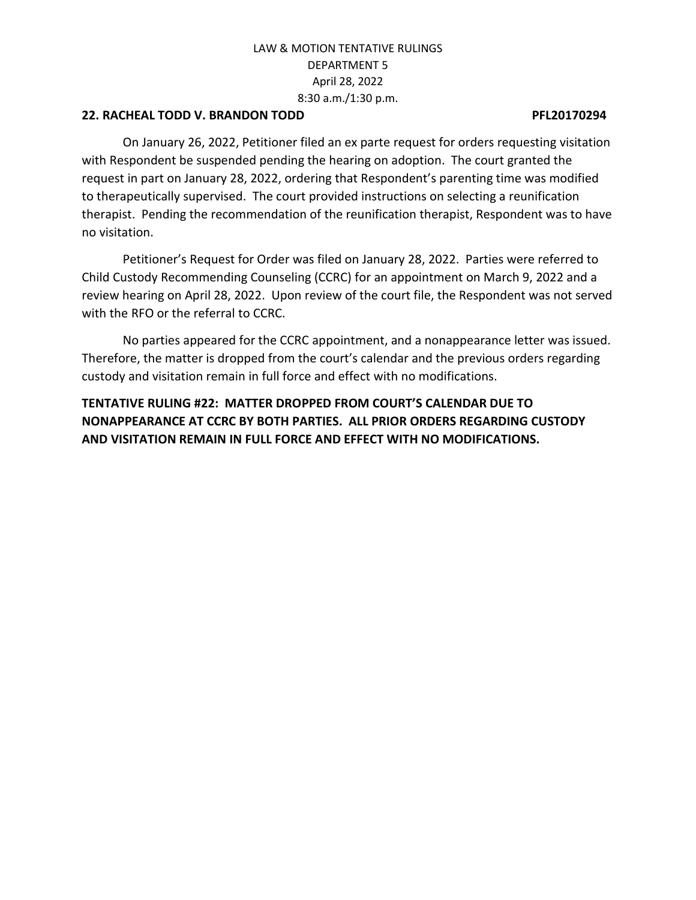**22. RACHEAL TODD V. BRANDON TODD PFL20170294**

On January 26, 2022, Petitioner filed an ex parte request for orders requesting visitation with Respondent be suspended pending the hearing on adoption. The court granted the request in part on January 28, 2022, ordering that Respondent's parenting time was modified to therapeutically supervised. The court provided instructions on selecting a reunification therapist. Pending the recommendation of the reunification therapist, Respondent was to have no visitation.

Petitioner's Request for Order was filed on January 28, 2022. Parties were referred to Child Custody Recommending Counseling (CCRC) for an appointment on March 9, 2022 and a review hearing on April 28, 2022. Upon review of the court file, the Respondent was not served with the RFO or the referral to CCRC.

No parties appeared for the CCRC appointment, and a nonappearance letter was issued. Therefore, the matter is dropped from the court's calendar and the previous orders regarding custody and visitation remain in full force and effect with no modifications.

**TENTATIVE RULING #22: MATTER DROPPED FROM COURT'S CALENDAR DUE TO NONAPPEARANCE AT CCRC BY BOTH PARTIES. ALL PRIOR ORDERS REGARDING CUSTODY AND VISITATION REMAIN IN FULL FORCE AND EFFECT WITH NO MODIFICATIONS.**